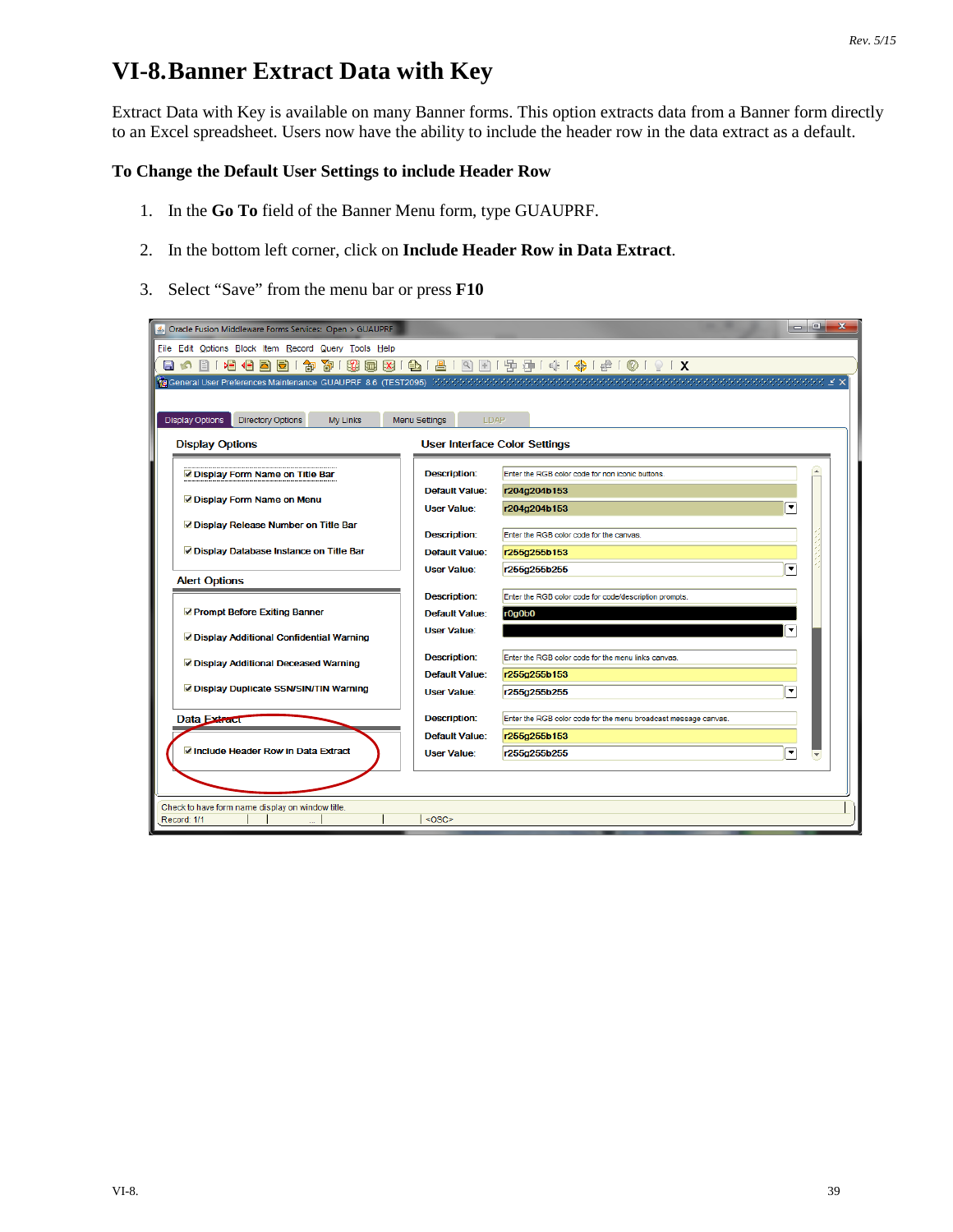# VI-8. Banner Extract Data with Key

Extract Data with Key is available on many Banner forms. This option extracts data from a Banner form directly to an Excel spreadsheet. Users now have the ability to include the header row in the data extract as a default.

### To Change the Default User Settings to include Header Row

1. In the **Go To** field of the Banner Menu form, type GUAUPRF.
2. In the bottom left corner, click on **Include Header Row in Data Extract**.
3. Select "Save" from the menu bar or press **F10**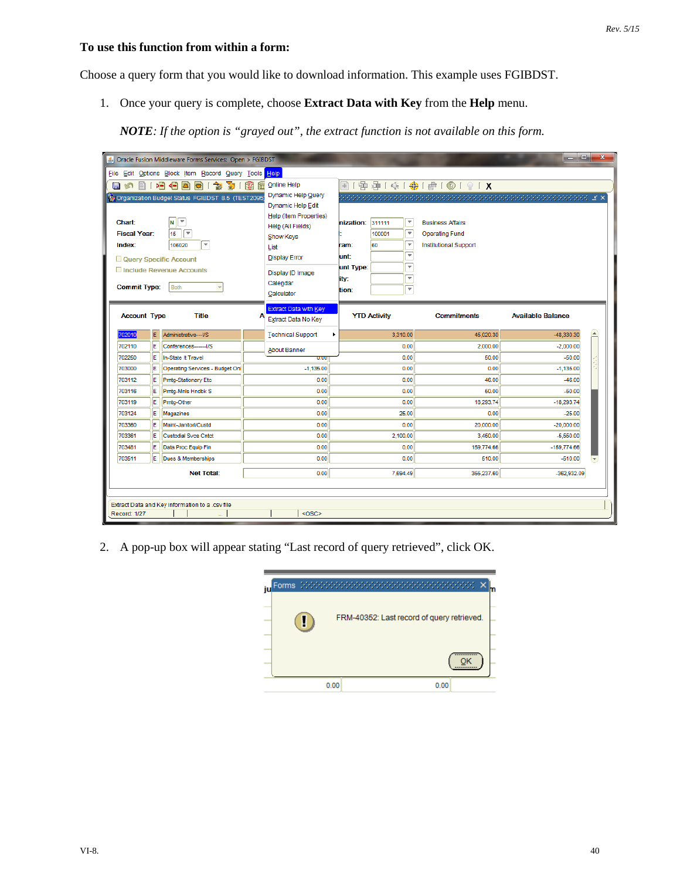**To use this function from within a form:**

Choose a query form that you would like to download information. This example uses FGIBDST.

1. Once your query is complete, choose **Extract Data with Key** from the **Help** menu.

   ***NOTE****: If the option is "grayed out", the extract function is not available on this form.*

2. A pop-up box will appear stating "Last record of query retrieved", click OK.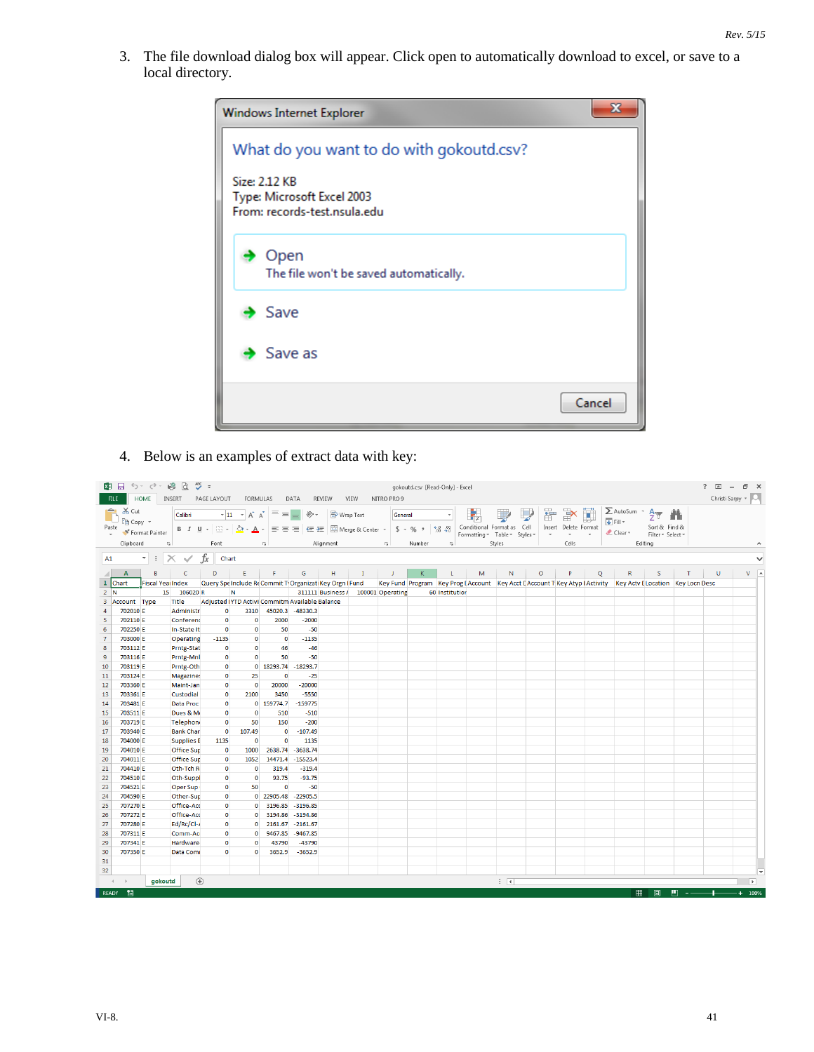3. The file download dialog box will appear. Click open to automatically download to excel, or save to a local directory.

Windows Internet Explorer

What do you want to do with gokoutd.csv?

Size: 2.12 KB
Type: Microsoft Excel 2003
From: records-test.nsula.edu

Open
The file won't be saved automatically.

Save

Save as

Cancel

4. Below is an examples of extract data with key:

| | A | B | C | D | E | F | G | H | I | J | K | L | M | N | O | P | Q | R | S | T |
|---|---|---|---|---|---|---|---|---|---|---|---|---|---|---|---|---|---|---|---|---|
| 1 | Chart | Fiscal Year | Index | Query Spe | Include Re | Commit T | Organizati | Key Orgn | Fund | Key Fund | Program | Key Prog | Account | Key Acct | Account T | Key Atyp | Activity | Key Actv | Location | Key Locn Desc |
| 2 | N | 15 | 106020 | R | N | | 311111 | Business A | 100001 | Operating | 60 | Institution | | | | | | | | |
| 3 | Account | Type | Title | Adjusted | YTD Activi | Commitm | Available Balance | | | | | | | | | | | | | |
| 4 | 702010 | E | Administr | 0 | 3310 | 45020.3 | -48330.3 | | | | | | | | | | | | | |
| 5 | 702110 | E | Conferenc | 0 | 0 | 2000 | -2000 | | | | | | | | | | | | | |
| 6 | 702250 | E | In-State It | 0 | 0 | 50 | -50 | | | | | | | | | | | | | |
| 7 | 703000 | E | Operating | -1135 | 0 | 0 | -1135 | | | | | | | | | | | | | |
| 8 | 703112 | E | Prntg-Stat | 0 | 0 | 46 | -46 | | | | | | | | | | | | | |
| 9 | 703116 | E | Prntg-Mnl | 0 | 0 | 50 | -50 | | | | | | | | | | | | | |
| 10 | 703119 | E | Prntg-Oth | 0 | 0 | 18293.74 | -18293.7 | | | | | | | | | | | | | |
| 11 | 703124 | E | Magazine | 0 | 25 | 0 | -25 | | | | | | | | | | | | | |
| 12 | 703360 | E | Maint-Jan | 0 | 0 | 20000 | -20000 | | | | | | | | | | | | | |
| 13 | 703361 | E | Custodial | 0 | 2100 | 3450 | -5550 | | | | | | | | | | | | | |
| 14 | 703481 | E | Data Proc | 0 | 0 | 159774.7 | -159775 | | | | | | | | | | | | | |
| 15 | 703511 | E | Dues & M | 0 | 0 | 510 | -510 | | | | | | | | | | | | | |
| 16 | 703719 | E | Telephon | 0 | 50 | 150 | -200 | | | | | | | | | | | | | |
| 17 | 703940 | E | Bank Char | 0 | 107.49 | 0 | -107.49 | | | | | | | | | | | | | |
| 18 | 704000 | E | Supplies E | 1135 | 0 | 0 | 1135 | | | | | | | | | | | | | |
| 19 | 704010 | E | Office Sup | 0 | 1000 | 2638.74 | -3638.74 | | | | | | | | | | | | | |
| 20 | 704011 | E | Office Sup | 0 | 1052 | 14471.4 | -15523.4 | | | | | | | | | | | | | |
| 21 | 704410 | E | Oth-Tch R | 0 | 0 | 319.4 | -319.4 | | | | | | | | | | | | | |
| 22 | 704510 | E | Oth-Suppl | 0 | 0 | 93.75 | -93.75 | | | | | | | | | | | | | |
| 23 | 704521 | E | Oper Sup | 0 | 50 | 0 | -50 | | | | | | | | | | | | | |
| 24 | 704590 | E | Other-Sup | 0 | 0 | 22905.48 | -22905.5 | | | | | | | | | | | | | |
| 25 | 707270 | E | Office-Acc | 0 | 0 | 3196.85 | -3196.85 | | | | | | | | | | | | | |
| 26 | 707272 | E | Office-Acc | 0 | 0 | 3194.86 | -3194.86 | | | | | | | | | | | | | |
| 27 | 707280 | E | Ed/Rc/Cl-/ | 0 | 0 | 2161.67 | -2161.67 | | | | | | | | | | | | | |
| 28 | 707311 | E | Comm-Ac | 0 | 0 | 9467.85 | -9467.85 | | | | | | | | | | | | | |
| 29 | 707341 | E | Hardware | 0 | 0 | 43790 | -43790 | | | | | | | | | | | | | |
| 30 | 707350 | E | Data Com | 0 | 0 | 3652.9 | -3652.9 | | | | | | | | | | | | | |